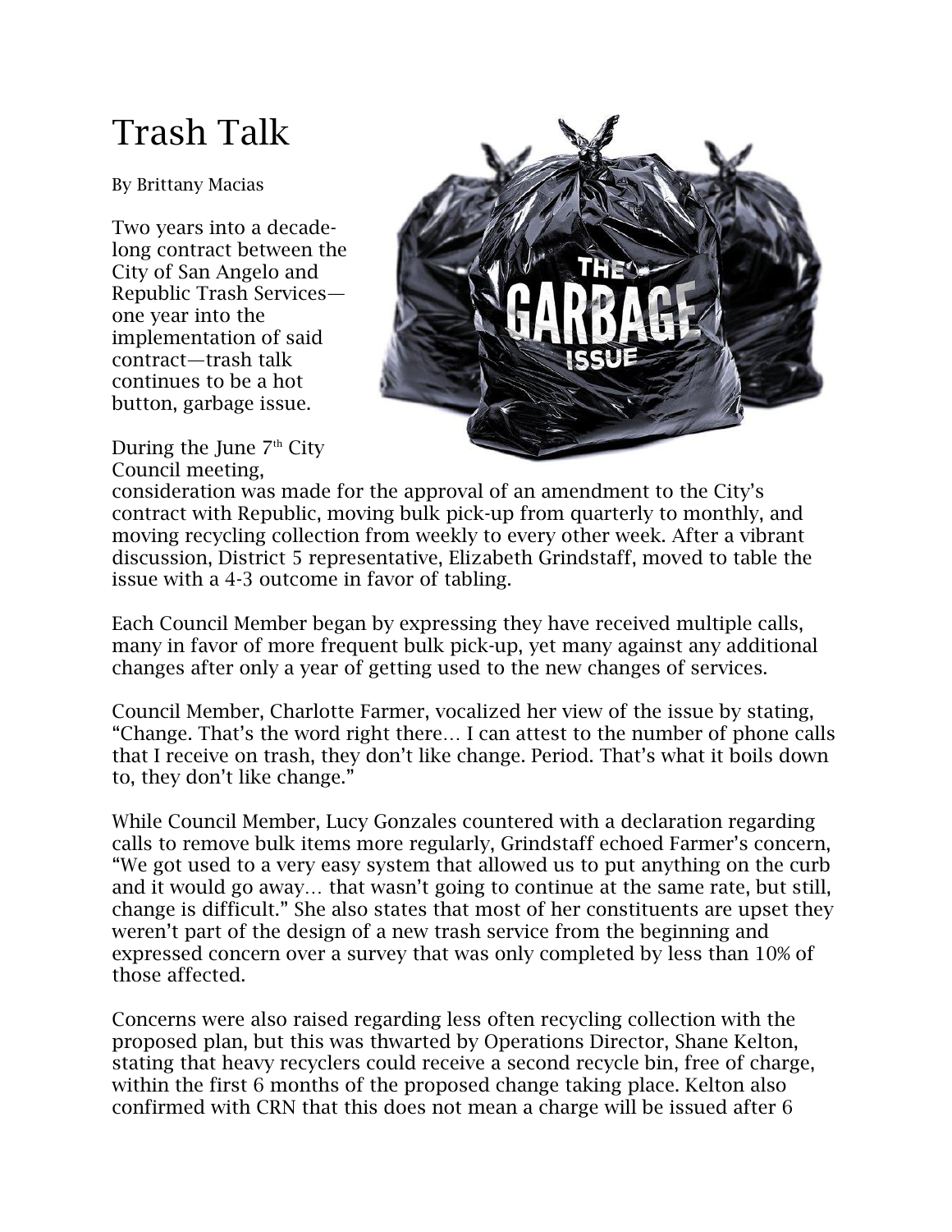# Trash Talk

By Brittany Macias

Two years into a decade-long contract between the City of San Angelo and Republic Trash Services—one year into the implementation of said contract—trash talk continues to be a hot button, garbage issue.

During the June 7th City Council meeting, consideration was made for the approval of an amendment to the City's contract with Republic, moving bulk pick-up from quarterly to monthly, and moving recycling collection from weekly to every other week. After a vibrant discussion, District 5 representative, Elizabeth Grindstaff, moved to table the issue with a 4-3 outcome in favor of tabling.

Each Council Member began by expressing they have received multiple calls, many in favor of more frequent bulk pick-up, yet many against any additional changes after only a year of getting used to the new changes of services.

Council Member, Charlotte Farmer, vocalized her view of the issue by stating, "Change. That's the word right there… I can attest to the number of phone calls that I receive on trash, they don't like change. Period. That's what it boils down to, they don't like change."

While Council Member, Lucy Gonzales countered with a declaration regarding calls to remove bulk items more regularly, Grindstaff echoed Farmer's concern, "We got used to a very easy system that allowed us to put anything on the curb and it would go away… that wasn't going to continue at the same rate, but still, change is difficult." She also states that most of her constituents are upset they weren't part of the design of a new trash service from the beginning and expressed concern over a survey that was only completed by less than 10% of those affected.

Concerns were also raised regarding less often recycling collection with the proposed plan, but this was thwarted by Operations Director, Shane Kelton, stating that heavy recyclers could receive a second recycle bin, free of charge, within the first 6 months of the proposed change taking place. Kelton also confirmed with CRN that this does not mean a charge will be issued after 6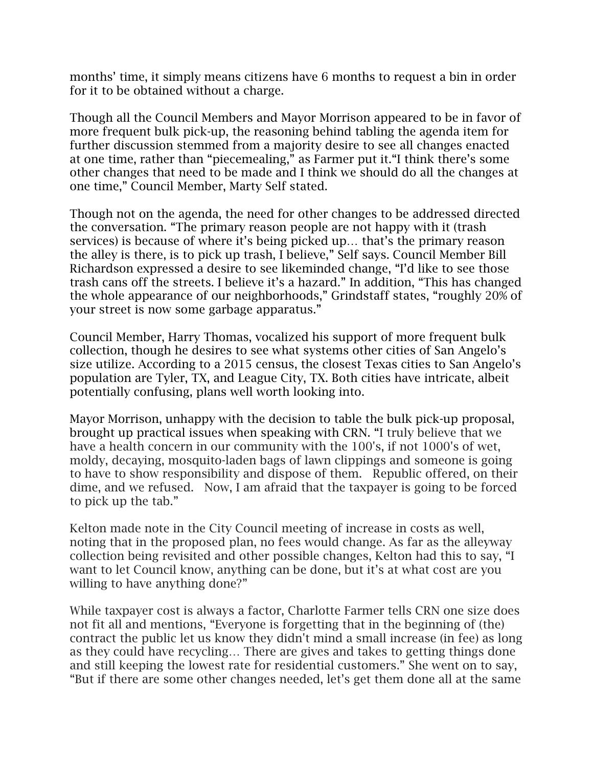months' time, it simply means citizens have 6 months to request a bin in order for it to be obtained without a charge.

Though all the Council Members and Mayor Morrison appeared to be in favor of more frequent bulk pick-up, the reasoning behind tabling the agenda item for further discussion stemmed from a majority desire to see all changes enacted at one time, rather than "piecemealing," as Farmer put it."I think there's some other changes that need to be made and I think we should do all the changes at one time," Council Member, Marty Self stated.

Though not on the agenda, the need for other changes to be addressed directed the conversation. "The primary reason people are not happy with it (trash services) is because of where it's being picked up… that's the primary reason the alley is there, is to pick up trash, I believe," Self says. Council Member Bill Richardson expressed a desire to see likeminded change, "I'd like to see those trash cans off the streets. I believe it's a hazard." In addition, "This has changed the whole appearance of our neighborhoods," Grindstaff states, "roughly 20% of your street is now some garbage apparatus."

Council Member, Harry Thomas, vocalized his support of more frequent bulk collection, though he desires to see what systems other cities of San Angelo's size utilize. According to a 2015 census, the closest Texas cities to San Angelo's population are Tyler, TX, and League City, TX. Both cities have intricate, albeit potentially confusing, plans well worth looking into.

Mayor Morrison, unhappy with the decision to table the bulk pick-up proposal, brought up practical issues when speaking with CRN. "I truly believe that we have a health concern in our community with the 100's, if not 1000's of wet, moldy, decaying, mosquito-laden bags of lawn clippings and someone is going to have to show responsibility and dispose of them. Republic offered, on their dime, and we refused. Now, I am afraid that the taxpayer is going to be forced to pick up the tab."

Kelton made note in the City Council meeting of increase in costs as well, noting that in the proposed plan, no fees would change. As far as the alleyway collection being revisited and other possible changes, Kelton had this to say, "I want to let Council know, anything can be done, but it's at what cost are you willing to have anything done?"

While taxpayer cost is always a factor, Charlotte Farmer tells CRN one size does not fit all and mentions, "Everyone is forgetting that in the beginning of (the) contract the public let us know they didn't mind a small increase (in fee) as long as they could have recycling… There are gives and takes to getting things done and still keeping the lowest rate for residential customers." She went on to say, "But if there are some other changes needed, let's get them done all at the same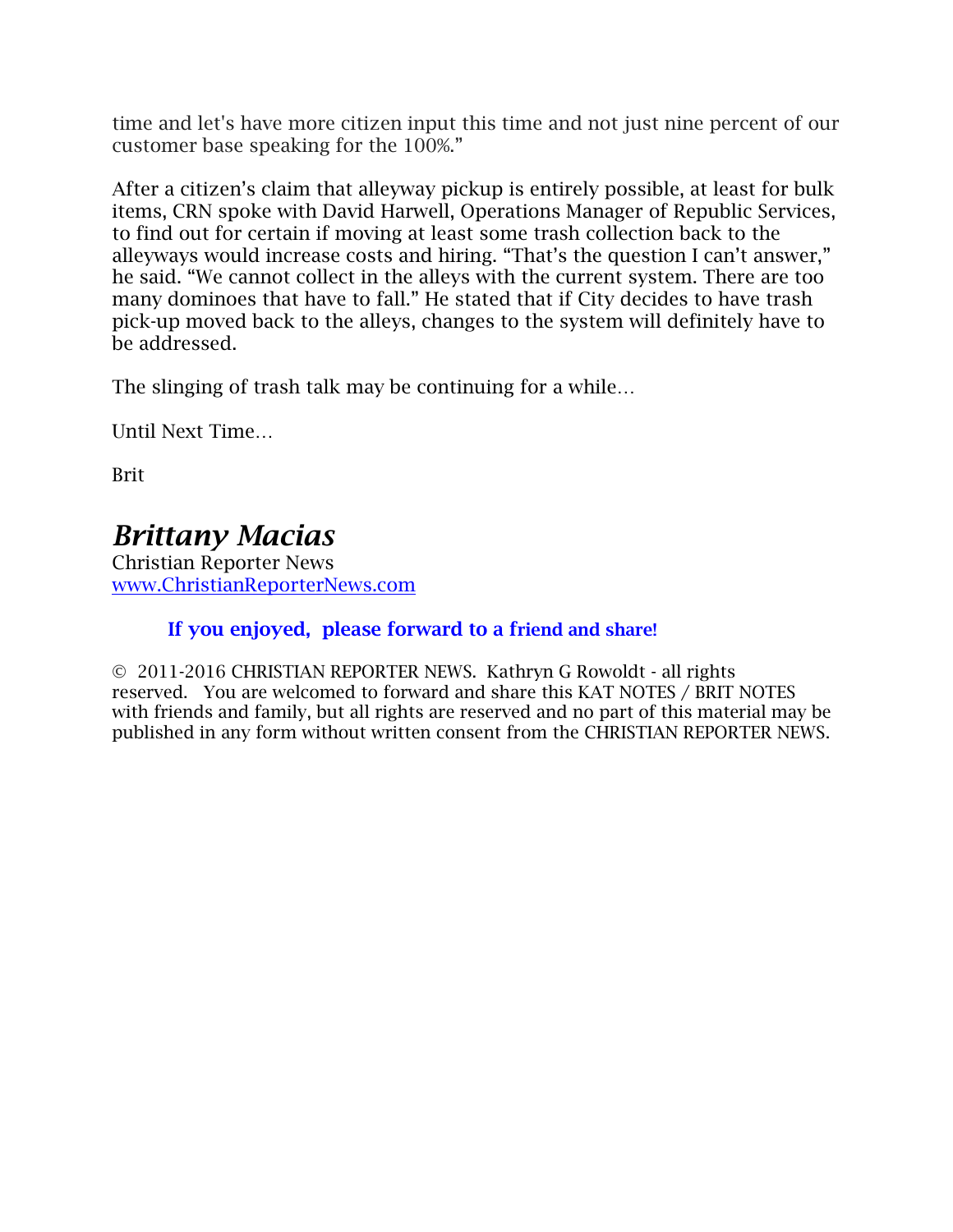time and let's have more citizen input this time and not just nine percent of our customer base speaking for the 100%."

After a citizen's claim that alleyway pickup is entirely possible, at least for bulk items, CRN spoke with David Harwell, Operations Manager of Republic Services, to find out for certain if moving at least some trash collection back to the alleyways would increase costs and hiring. "That's the question I can't answer," he said. "We cannot collect in the alleys with the current system. There are too many dominoes that have to fall." He stated that if City decides to have trash pick-up moved back to the alleys, changes to the system will definitely have to be addressed.

The slinging of trash talk may be continuing for a while…

Until Next Time…

Brit

***Brittany Macias***
Christian Reporter News
www.ChristianReporterNews.com

**If you enjoyed, please forward to a friend and share!**

© 2011-2016 CHRISTIAN REPORTER NEWS. Kathryn G Rowoldt - all rights reserved. You are welcomed to forward and share this KAT NOTES / BRIT NOTES with friends and family, but all rights are reserved and no part of this material may be published in any form without written consent from the CHRISTIAN REPORTER NEWS.